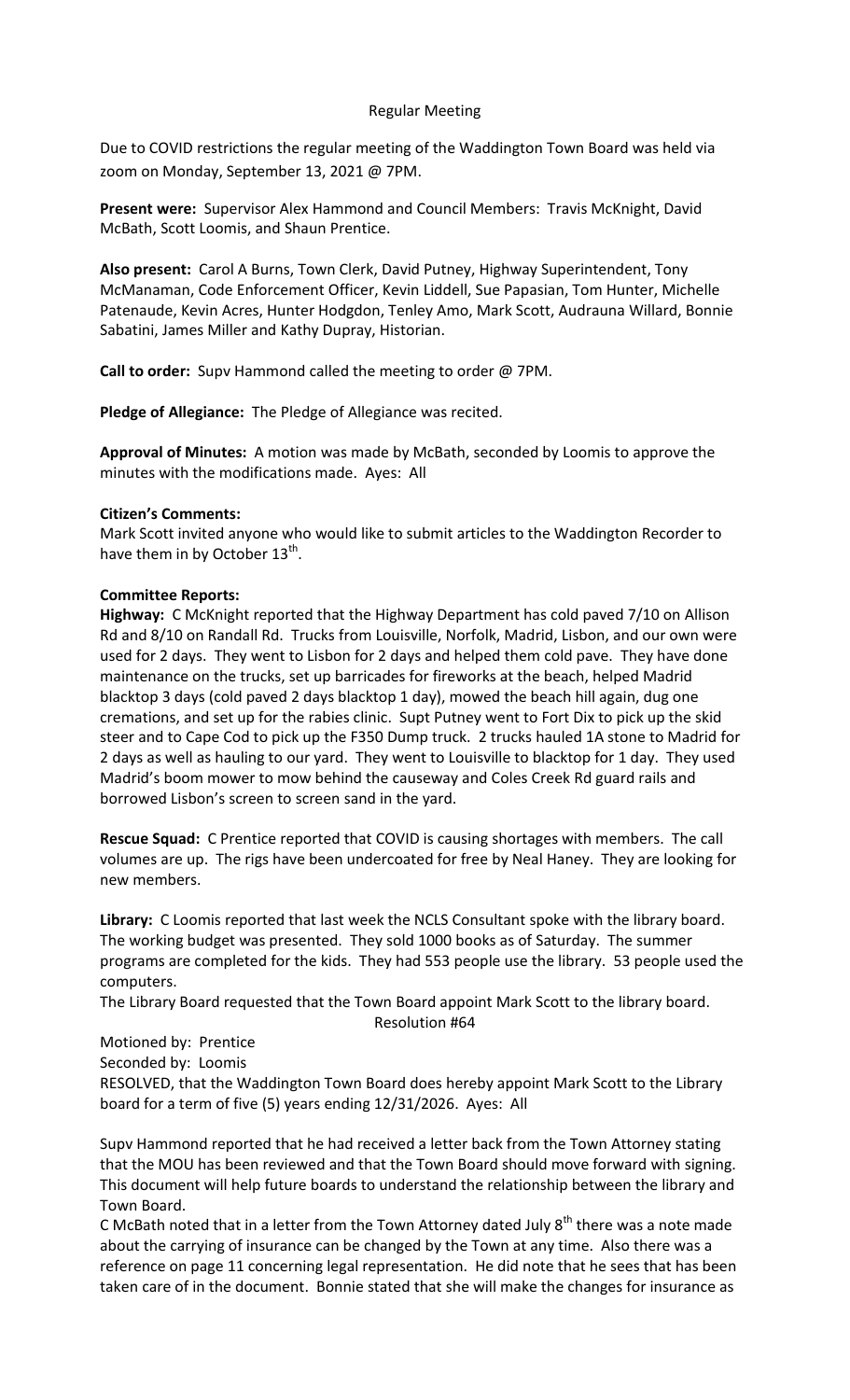# Regular Meeting

Due to COVID restrictions the regular meeting of the Waddington Town Board was held via zoom on Monday, September 13, 2021 @ 7PM.

**Present were:** Supervisor Alex Hammond and Council Members: Travis McKnight, David McBath, Scott Loomis, and Shaun Prentice.

**Also present:** Carol A Burns, Town Clerk, David Putney, Highway Superintendent, Tony McManaman, Code Enforcement Officer, Kevin Liddell, Sue Papasian, Tom Hunter, Michelle Patenaude, Kevin Acres, Hunter Hodgdon, Tenley Amo, Mark Scott, Audrauna Willard, Bonnie Sabatini, James Miller and Kathy Dupray, Historian.

**Call to order:** Supv Hammond called the meeting to order @ 7PM.

**Pledge of Allegiance:** The Pledge of Allegiance was recited.

**Approval of Minutes:** A motion was made by McBath, seconded by Loomis to approve the minutes with the modifications made. Ayes: All

**Citizen's Comments:**

Mark Scott invited anyone who would like to submit articles to the Waddington Recorder to have them in by October 13th.

**Committee Reports:**

**Highway:** C McKnight reported that the Highway Department has cold paved 7/10 on Allison Rd and 8/10 on Randall Rd. Trucks from Louisville, Norfolk, Madrid, Lisbon, and our own were used for 2 days. They went to Lisbon for 2 days and helped them cold pave. They have done maintenance on the trucks, set up barricades for fireworks at the beach, helped Madrid blacktop 3 days (cold paved 2 days blacktop 1 day), mowed the beach hill again, dug one cremations, and set up for the rabies clinic. Supt Putney went to Fort Dix to pick up the skid steer and to Cape Cod to pick up the F350 Dump truck. 2 trucks hauled 1A stone to Madrid for 2 days as well as hauling to our yard. They went to Louisville to blacktop for 1 day. They used Madrid's boom mower to mow behind the causeway and Coles Creek Rd guard rails and borrowed Lisbon's screen to screen sand in the yard.

**Rescue Squad:** C Prentice reported that COVID is causing shortages with members. The call volumes are up. The rigs have been undercoated for free by Neal Haney. They are looking for new members.

**Library:** C Loomis reported that last week the NCLS Consultant spoke with the library board. The working budget was presented. They sold 1000 books as of Saturday. The summer programs are completed for the kids. They had 553 people use the library. 53 people used the computers.

The Library Board requested that the Town Board appoint Mark Scott to the library board.

Resolution #64

Motioned by: Prentice

Seconded by: Loomis

RESOLVED, that the Waddington Town Board does hereby appoint Mark Scott to the Library board for a term of five (5) years ending 12/31/2026. Ayes: All

Supv Hammond reported that he had received a letter back from the Town Attorney stating that the MOU has been reviewed and that the Town Board should move forward with signing. This document will help future boards to understand the relationship between the library and Town Board.

C McBath noted that in a letter from the Town Attorney dated July 8th there was a note made about the carrying of insurance can be changed by the Town at any time. Also there was a reference on page 11 concerning legal representation. He did note that he sees that has been taken care of in the document. Bonnie stated that she will make the changes for insurance as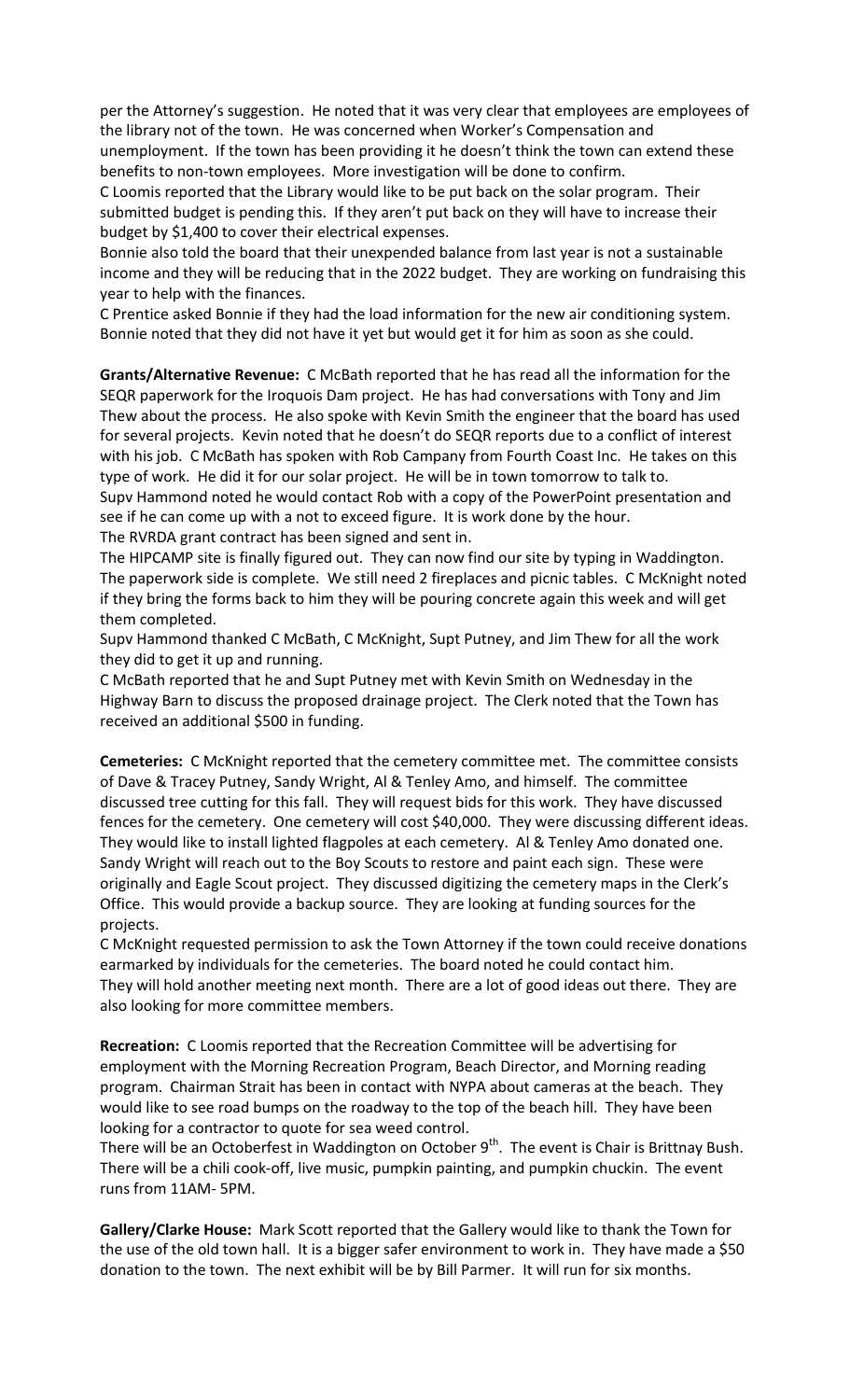per the Attorney's suggestion. He noted that it was very clear that employees are employees of the library not of the town. He was concerned when Worker's Compensation and unemployment. If the town has been providing it he doesn't think the town can extend these benefits to non-town employees. More investigation will be done to confirm.

C Loomis reported that the Library would like to be put back on the solar program. Their submitted budget is pending this. If they aren't put back on they will have to increase their budget by $1,400 to cover their electrical expenses.

Bonnie also told the board that their unexpended balance from last year is not a sustainable income and they will be reducing that in the 2022 budget. They are working on fundraising this year to help with the finances.

C Prentice asked Bonnie if they had the load information for the new air conditioning system. Bonnie noted that they did not have it yet but would get it for him as soon as she could.

**Grants/Alternative Revenue:** C McBath reported that he has read all the information for the SEQR paperwork for the Iroquois Dam project. He has had conversations with Tony and Jim Thew about the process. He also spoke with Kevin Smith the engineer that the board has used for several projects. Kevin noted that he doesn't do SEQR reports due to a conflict of interest with his job. C McBath has spoken with Rob Campany from Fourth Coast Inc. He takes on this type of work. He did it for our solar project. He will be in town tomorrow to talk to.

Supv Hammond noted he would contact Rob with a copy of the PowerPoint presentation and see if he can come up with a not to exceed figure. It is work done by the hour.

The RVRDA grant contract has been signed and sent in.

The HIPCAMP site is finally figured out. They can now find our site by typing in Waddington. The paperwork side is complete. We still need 2 fireplaces and picnic tables. C McKnight noted if they bring the forms back to him they will be pouring concrete again this week and will get them completed.

Supv Hammond thanked C McBath, C McKnight, Supt Putney, and Jim Thew for all the work they did to get it up and running.

C McBath reported that he and Supt Putney met with Kevin Smith on Wednesday in the Highway Barn to discuss the proposed drainage project. The Clerk noted that the Town has received an additional $500 in funding.

**Cemeteries:** C McKnight reported that the cemetery committee met. The committee consists of Dave & Tracey Putney, Sandy Wright, Al & Tenley Amo, and himself. The committee discussed tree cutting for this fall. They will request bids for this work. They have discussed fences for the cemetery. One cemetery will cost $40,000. They were discussing different ideas. They would like to install lighted flagpoles at each cemetery. Al & Tenley Amo donated one. Sandy Wright will reach out to the Boy Scouts to restore and paint each sign. These were originally and Eagle Scout project. They discussed digitizing the cemetery maps in the Clerk's Office. This would provide a backup source. They are looking at funding sources for the projects.

C McKnight requested permission to ask the Town Attorney if the town could receive donations earmarked by individuals for the cemeteries. The board noted he could contact him.

They will hold another meeting next month. There are a lot of good ideas out there. They are also looking for more committee members.

**Recreation:** C Loomis reported that the Recreation Committee will be advertising for employment with the Morning Recreation Program, Beach Director, and Morning reading program. Chairman Strait has been in contact with NYPA about cameras at the beach. They would like to see road bumps on the roadway to the top of the beach hill. They have been looking for a contractor to quote for sea weed control.

There will be an Octoberfest in Waddington on October 9th. The event is Chair is Brittnay Bush. There will be a chili cook-off, live music, pumpkin painting, and pumpkin chuckin. The event runs from 11AM- 5PM.

**Gallery/Clarke House:** Mark Scott reported that the Gallery would like to thank the Town for the use of the old town hall. It is a bigger safer environment to work in. They have made a $50 donation to the town. The next exhibit will be by Bill Parmer. It will run for six months.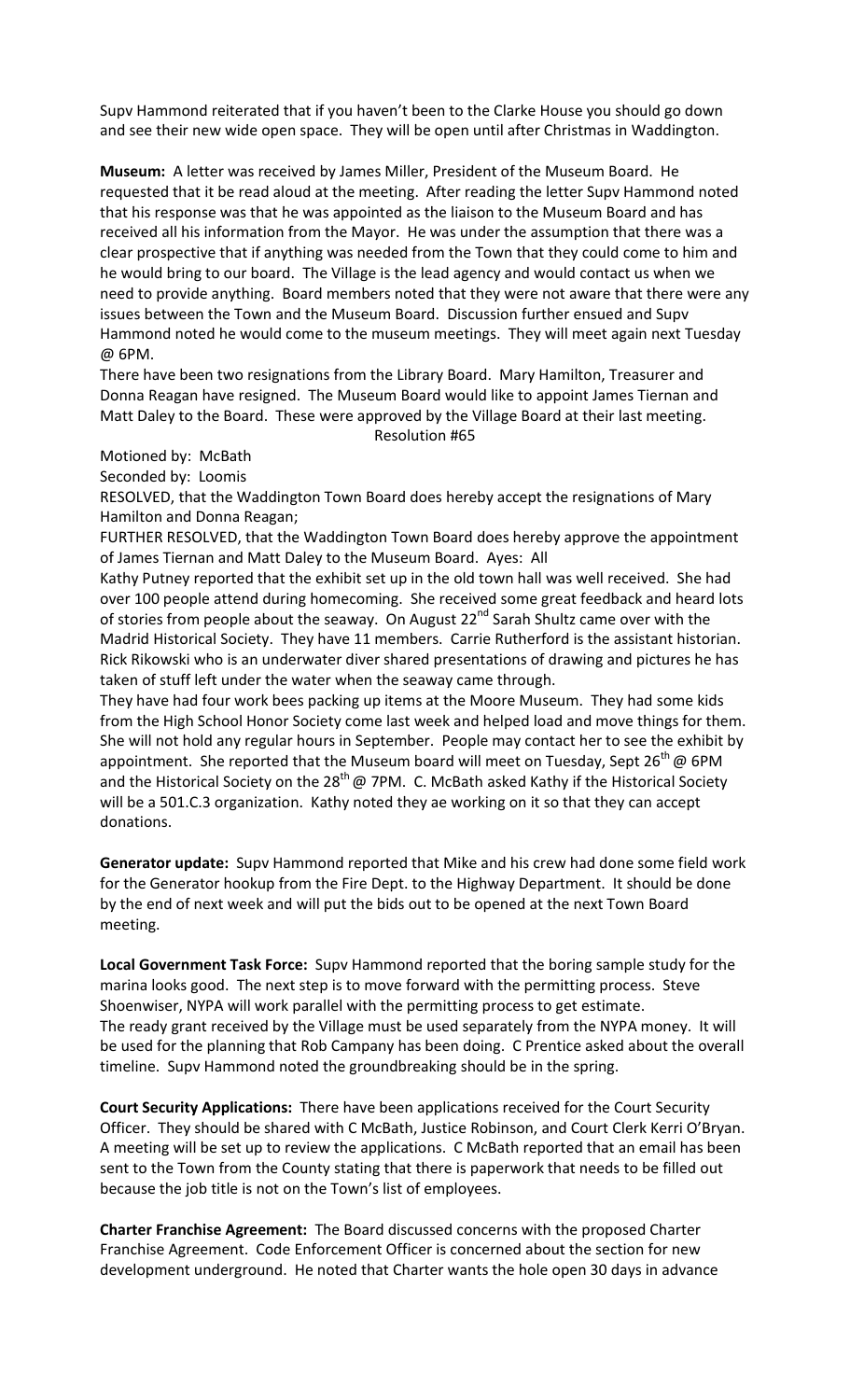Supv Hammond reiterated that if you haven't been to the Clarke House you should go down and see their new wide open space. They will be open until after Christmas in Waddington.

**Museum:** A letter was received by James Miller, President of the Museum Board. He requested that it be read aloud at the meeting. After reading the letter Supv Hammond noted that his response was that he was appointed as the liaison to the Museum Board and has received all his information from the Mayor. He was under the assumption that there was a clear prospective that if anything was needed from the Town that they could come to him and he would bring to our board. The Village is the lead agency and would contact us when we need to provide anything. Board members noted that they were not aware that there were any issues between the Town and the Museum Board. Discussion further ensued and Supv Hammond noted he would come to the museum meetings. They will meet again next Tuesday @ 6PM.

There have been two resignations from the Library Board. Mary Hamilton, Treasurer and Donna Reagan have resigned. The Museum Board would like to appoint James Tiernan and Matt Daley to the Board. These were approved by the Village Board at their last meeting.

Resolution #65

Motioned by: McBath

Seconded by: Loomis

RESOLVED, that the Waddington Town Board does hereby accept the resignations of Mary Hamilton and Donna Reagan;

FURTHER RESOLVED, that the Waddington Town Board does hereby approve the appointment of James Tiernan and Matt Daley to the Museum Board. Ayes: All

Kathy Putney reported that the exhibit set up in the old town hall was well received. She had over 100 people attend during homecoming. She received some great feedback and heard lots of stories from people about the seaway. On August 22nd Sarah Shultz came over with the Madrid Historical Society. They have 11 members. Carrie Rutherford is the assistant historian. Rick Rikowski who is an underwater diver shared presentations of drawing and pictures he has taken of stuff left under the water when the seaway came through.

They have had four work bees packing up items at the Moore Museum. They had some kids from the High School Honor Society come last week and helped load and move things for them. She will not hold any regular hours in September. People may contact her to see the exhibit by appointment. She reported that the Museum board will meet on Tuesday, Sept 26th @ 6PM and the Historical Society on the 28th @ 7PM. C. McBath asked Kathy if the Historical Society will be a 501.C.3 organization. Kathy noted they ae working on it so that they can accept donations.

**Generator update:** Supv Hammond reported that Mike and his crew had done some field work for the Generator hookup from the Fire Dept. to the Highway Department. It should be done by the end of next week and will put the bids out to be opened at the next Town Board meeting.

**Local Government Task Force:** Supv Hammond reported that the boring sample study for the marina looks good. The next step is to move forward with the permitting process. Steve Shoenwiser, NYPA will work parallel with the permitting process to get estimate. The ready grant received by the Village must be used separately from the NYPA money. It will be used for the planning that Rob Campany has been doing. C Prentice asked about the overall timeline. Supv Hammond noted the groundbreaking should be in the spring.

**Court Security Applications:** There have been applications received for the Court Security Officer. They should be shared with C McBath, Justice Robinson, and Court Clerk Kerri O'Bryan. A meeting will be set up to review the applications. C McBath reported that an email has been sent to the Town from the County stating that there is paperwork that needs to be filled out because the job title is not on the Town's list of employees.

**Charter Franchise Agreement:** The Board discussed concerns with the proposed Charter Franchise Agreement. Code Enforcement Officer is concerned about the section for new development underground. He noted that Charter wants the hole open 30 days in advance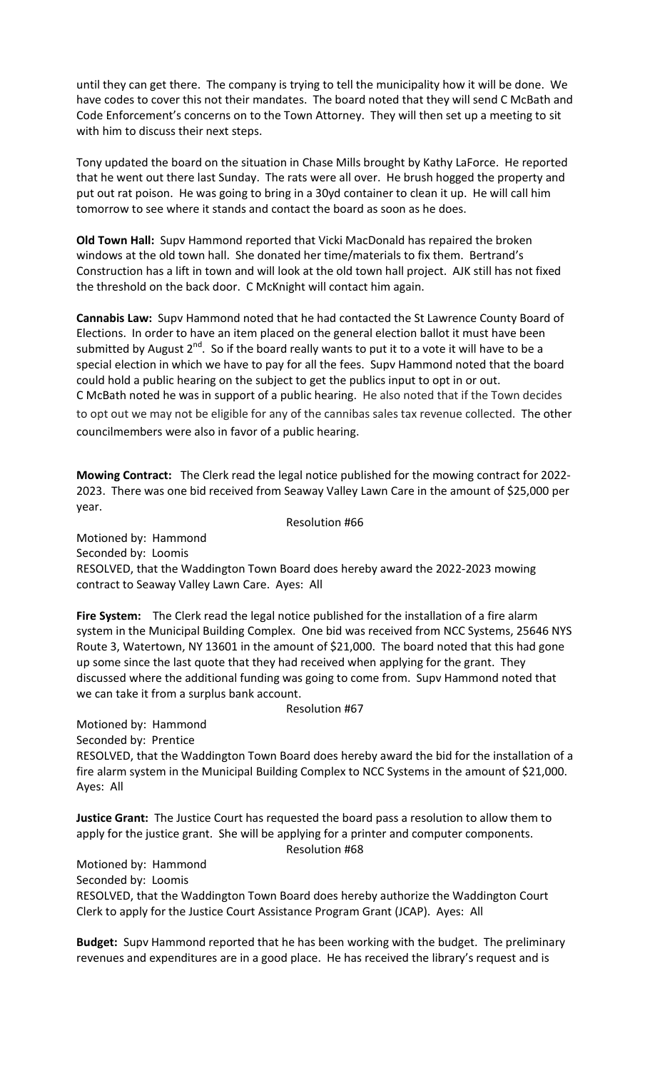until they can get there. The company is trying to tell the municipality how it will be done. We have codes to cover this not their mandates. The board noted that they will send C McBath and Code Enforcement's concerns on to the Town Attorney. They will then set up a meeting to sit with him to discuss their next steps.

Tony updated the board on the situation in Chase Mills brought by Kathy LaForce. He reported that he went out there last Sunday. The rats were all over. He brush hogged the property and put out rat poison. He was going to bring in a 30yd container to clean it up. He will call him tomorrow to see where it stands and contact the board as soon as he does.

**Old Town Hall:** Supv Hammond reported that Vicki MacDonald has repaired the broken windows at the old town hall. She donated her time/materials to fix them. Bertrand's Construction has a lift in town and will look at the old town hall project. AJK still has not fixed the threshold on the back door. C McKnight will contact him again.

**Cannabis Law:** Supv Hammond noted that he had contacted the St Lawrence County Board of Elections. In order to have an item placed on the general election ballot it must have been submitted by August 2nd. So if the board really wants to put it to a vote it will have to be a special election in which we have to pay for all the fees. Supv Hammond noted that the board could hold a public hearing on the subject to get the publics input to opt in or out. C McBath noted he was in support of a public hearing. He also noted that if the Town decides to opt out we may not be eligible for any of the cannibas sales tax revenue collected. The other councilmembers were also in favor of a public hearing.

**Mowing Contract:** The Clerk read the legal notice published for the mowing contract for 2022-2023. There was one bid received from Seaway Valley Lawn Care in the amount of $25,000 per year.

Resolution #66

Motioned by: Hammond
Seconded by: Loomis
RESOLVED, that the Waddington Town Board does hereby award the 2022-2023 mowing contract to Seaway Valley Lawn Care. Ayes: All

**Fire System:** The Clerk read the legal notice published for the installation of a fire alarm system in the Municipal Building Complex. One bid was received from NCC Systems, 25646 NYS Route 3, Watertown, NY 13601 in the amount of $21,000. The board noted that this had gone up some since the last quote that they had received when applying for the grant. They discussed where the additional funding was going to come from. Supv Hammond noted that we can take it from a surplus bank account.

Resolution #67

Motioned by: Hammond
Seconded by: Prentice
RESOLVED, that the Waddington Town Board does hereby award the bid for the installation of a fire alarm system in the Municipal Building Complex to NCC Systems in the amount of $21,000. Ayes: All

**Justice Grant:** The Justice Court has requested the board pass a resolution to allow them to apply for the justice grant. She will be applying for a printer and computer components.

Resolution #68

Motioned by: Hammond
Seconded by: Loomis
RESOLVED, that the Waddington Town Board does hereby authorize the Waddington Court Clerk to apply for the Justice Court Assistance Program Grant (JCAP). Ayes: All

**Budget:** Supv Hammond reported that he has been working with the budget. The preliminary revenues and expenditures are in a good place. He has received the library's request and is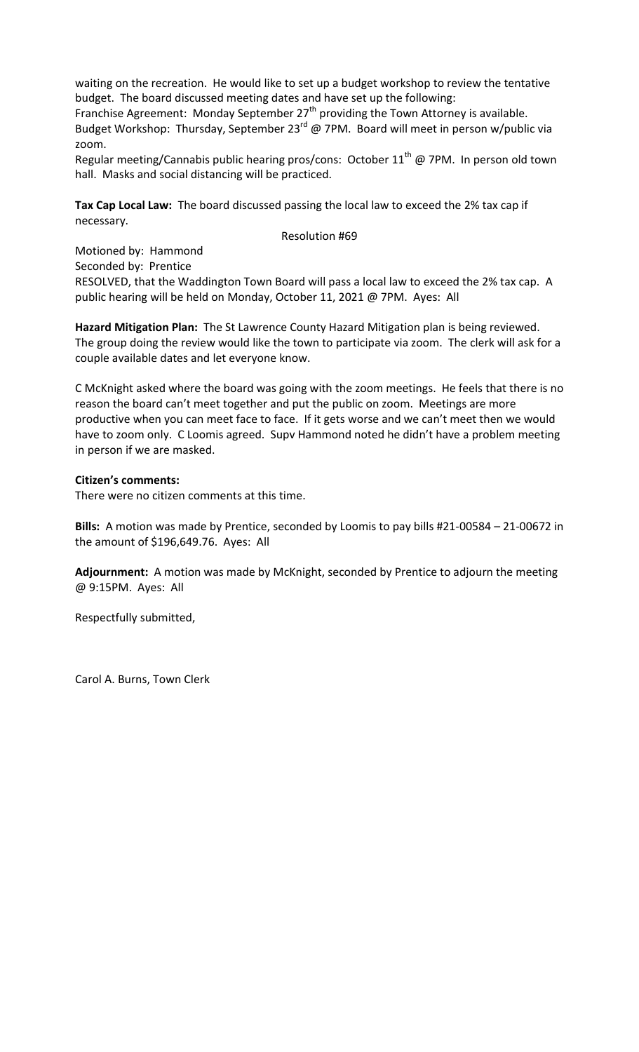waiting on the recreation. He would like to set up a budget workshop to review the tentative budget. The board discussed meeting dates and have set up the following:

Franchise Agreement: Monday September 27th providing the Town Attorney is available.

Budget Workshop: Thursday, September 23rd @ 7PM. Board will meet in person w/public via zoom.

Regular meeting/Cannabis public hearing pros/cons: October 11th @ 7PM. In person old town hall. Masks and social distancing will be practiced.

**Tax Cap Local Law:** The board discussed passing the local law to exceed the 2% tax cap if necessary.

Resolution #69

Motioned by: Hammond

Seconded by: Prentice

RESOLVED, that the Waddington Town Board will pass a local law to exceed the 2% tax cap. A public hearing will be held on Monday, October 11, 2021 @ 7PM. Ayes: All

**Hazard Mitigation Plan:** The St Lawrence County Hazard Mitigation plan is being reviewed. The group doing the review would like the town to participate via zoom. The clerk will ask for a couple available dates and let everyone know.

C McKnight asked where the board was going with the zoom meetings. He feels that there is no reason the board can't meet together and put the public on zoom. Meetings are more productive when you can meet face to face. If it gets worse and we can't meet then we would have to zoom only. C Loomis agreed. Supv Hammond noted he didn't have a problem meeting in person if we are masked.

**Citizen's comments:**

There were no citizen comments at this time.

**Bills:** A motion was made by Prentice, seconded by Loomis to pay bills #21-00584 – 21-00672 in the amount of $196,649.76. Ayes: All

**Adjournment:** A motion was made by McKnight, seconded by Prentice to adjourn the meeting @ 9:15PM. Ayes: All

Respectfully submitted,

Carol A. Burns, Town Clerk